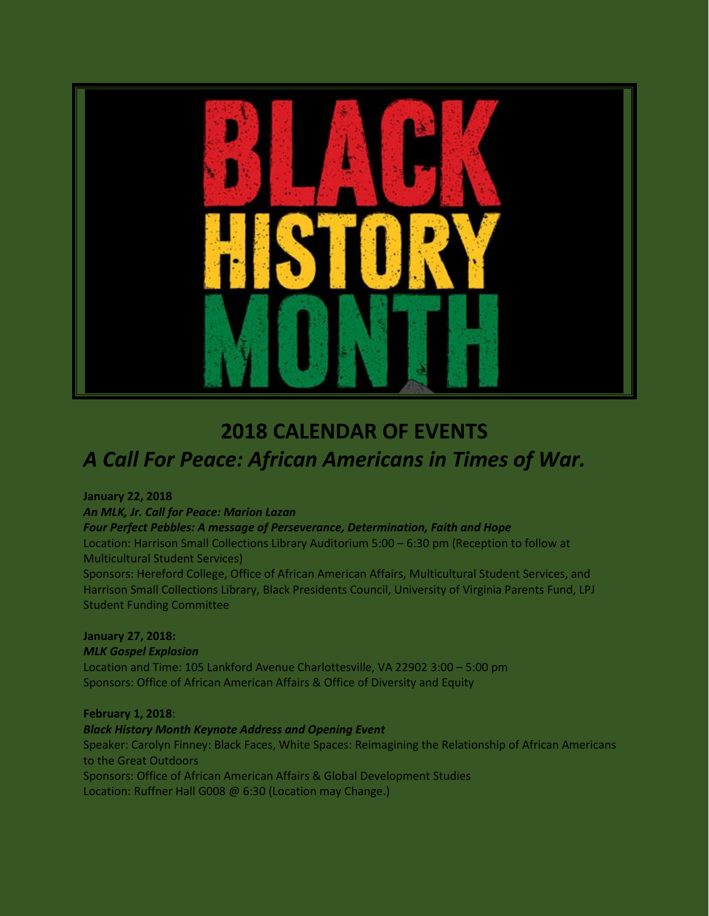# BLACK HISTORY MONTH

## 2018 CALENDAR OF EVENTS

## *A Call For Peace: African Americans in Times of War.*

**January 22, 2018**
***An MLK, Jr. Call for Peace: Marion Lazan***
***Four Perfect Pebbles: A message of Perseverance, Determination, Faith and Hope***
Location: Harrison Small Collections Library Auditorium 5:00 – 6:30 pm (Reception to follow at Multicultural Student Services)
Sponsors: Hereford College, Office of African American Affairs, Multicultural Student Services, and Harrison Small Collections Library, Black Presidents Council, University of Virginia Parents Fund, LPJ Student Funding Committee

**January 27, 2018:**
***MLK Gospel Explosion***
Location and Time: 105 Lankford Avenue Charlottesville, VA 22902 3:00 – 5:00 pm
Sponsors: Office of African American Affairs & Office of Diversity and Equity

**February 1, 2018**:
***Black History Month Keynote Address and Opening Event***
Speaker: Carolyn Finney: Black Faces, White Spaces: Reimagining the Relationship of African Americans to the Great Outdoors
Sponsors: Office of African American Affairs & Global Development Studies
Location: Ruffner Hall G008 @ 6:30 (Location may Change.)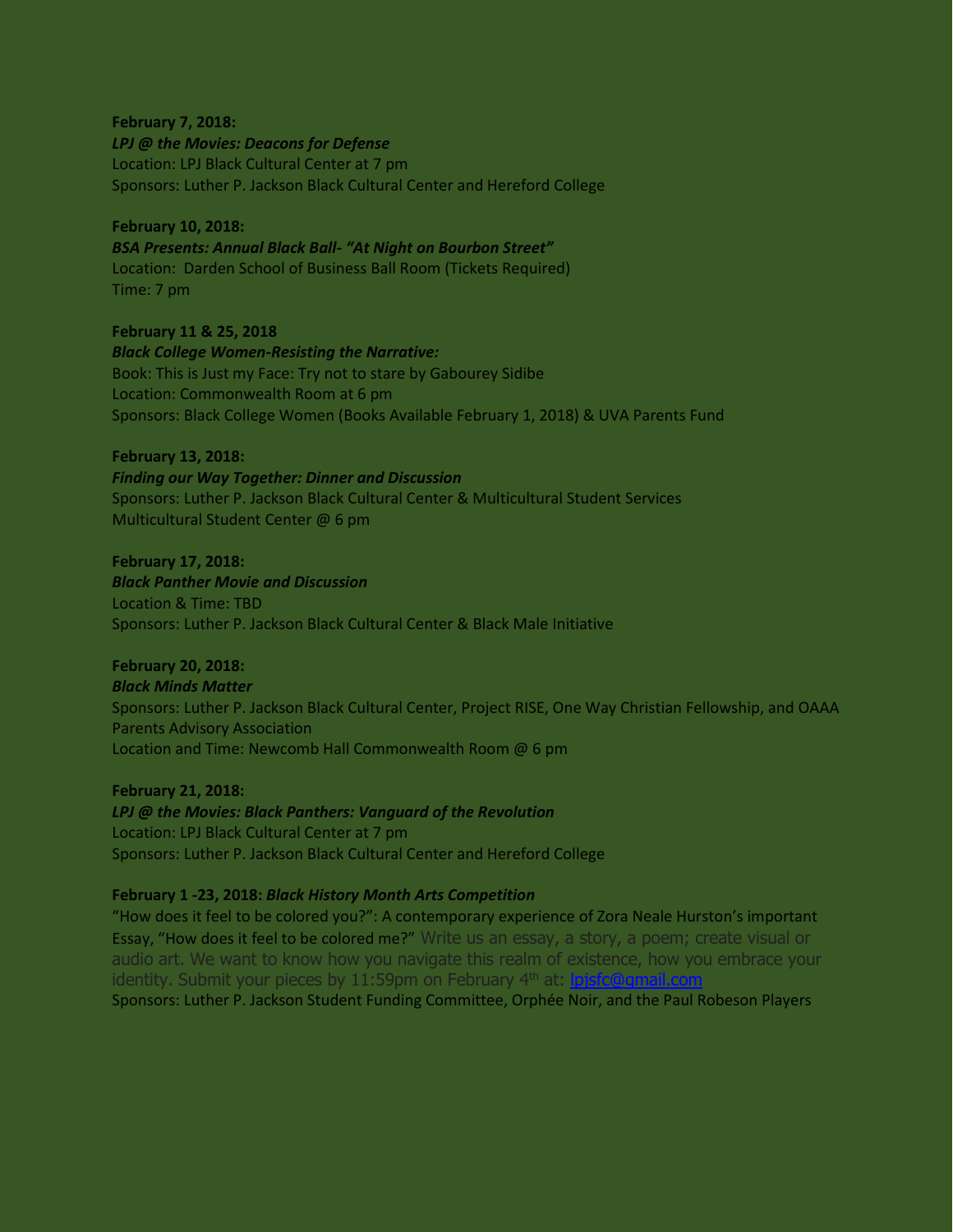**February 7, 2018:**
***LPJ @ the Movies: Deacons for Defense***
Location: LPJ Black Cultural Center at 7 pm
Sponsors: Luther P. Jackson Black Cultural Center and Hereford College

**February 10, 2018:**
***BSA Presents: Annual Black Ball- "At Night on Bourbon Street"***
Location: Darden School of Business Ball Room (Tickets Required)
Time: 7 pm

**February 11 & 25, 2018**
***Black College Women-Resisting the Narrative:***
Book: This is Just my Face: Try not to stare by Gabourey Sidibe
Location: Commonwealth Room at 6 pm
Sponsors: Black College Women (Books Available February 1, 2018) & UVA Parents Fund

**February 13, 2018:**
***Finding our Way Together: Dinner and Discussion***
Sponsors: Luther P. Jackson Black Cultural Center & Multicultural Student Services
Multicultural Student Center @ 6 pm

**February 17, 2018:**
***Black Panther Movie and Discussion***
Location & Time: TBD
Sponsors: Luther P. Jackson Black Cultural Center & Black Male Initiative

**February 20, 2018:**
***Black Minds Matter***
Sponsors: Luther P. Jackson Black Cultural Center, Project RISE, One Way Christian Fellowship, and OAAA Parents Advisory Association
Location and Time: Newcomb Hall Commonwealth Room @ 6 pm

**February 21, 2018:**
***LPJ @ the Movies: Black Panthers: Vanguard of the Revolution***
Location: LPJ Black Cultural Center at 7 pm
Sponsors: Luther P. Jackson Black Cultural Center and Hereford College

**February 1 -23, 2018:** ***Black History Month Arts Competition***
"How does it feel to be colored you?": A contemporary experience of Zora Neale Hurston's important Essay, "How does it feel to be colored me?" Write us an essay, a story, a poem; create visual or audio art. We want to know how you navigate this realm of existence, how you embrace your identity. Submit your pieces by 11:59pm on February 4th at: lpjsfc@gmail.com
Sponsors: Luther P. Jackson Student Funding Committee, Orphée Noir, and the Paul Robeson Players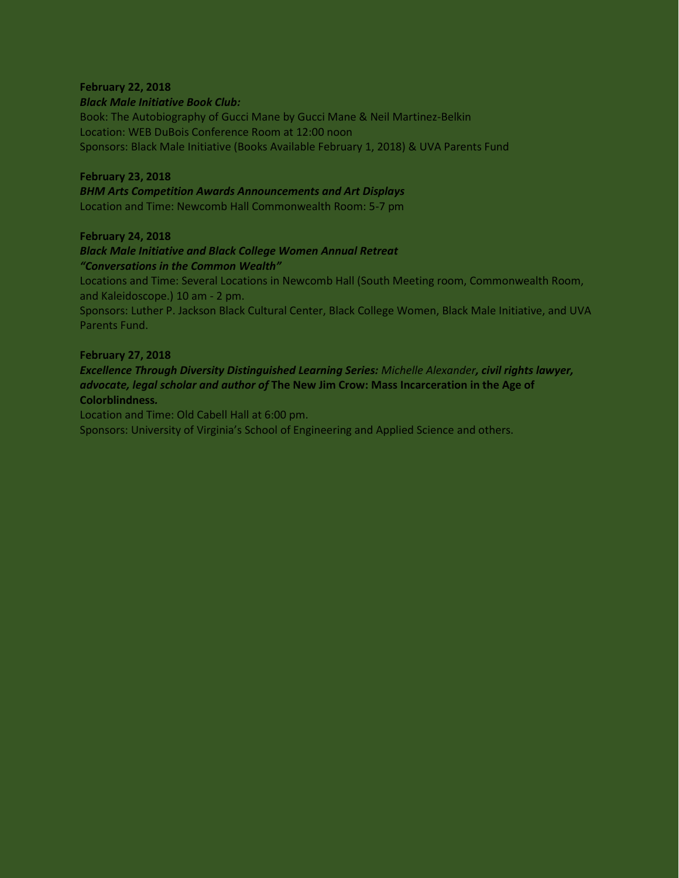**February 22, 2018**

***Black Male Initiative Book Club:***

Book: The Autobiography of Gucci Mane by Gucci Mane & Neil Martinez-Belkin
Location: WEB DuBois Conference Room at 12:00 noon
Sponsors: Black Male Initiative (Books Available February 1, 2018) & UVA Parents Fund

**February 23, 2018**

***BHM Arts Competition Awards Announcements and Art Displays***

Location and Time: Newcomb Hall Commonwealth Room: 5-7 pm

**February 24, 2018**

***Black Male Initiative and Black College Women Annual Retreat***
***"Conversations in the Common Wealth"***

Locations and Time: Several Locations in Newcomb Hall (South Meeting room, Commonwealth Room, and Kaleidoscope.) 10 am - 2 pm.
Sponsors: Luther P. Jackson Black Cultural Center, Black College Women, Black Male Initiative, and UVA Parents Fund.

**February 27, 2018**

***Excellence Through Diversity Distinguished Learning Series:*** *Michelle Alexander*, ***civil rights lawyer, advocate, legal scholar and author of*** **The New Jim Crow: Mass Incarceration in the Age of Colorblindness.**

Location and Time: Old Cabell Hall at 6:00 pm.
Sponsors: University of Virginia's School of Engineering and Applied Science and others.